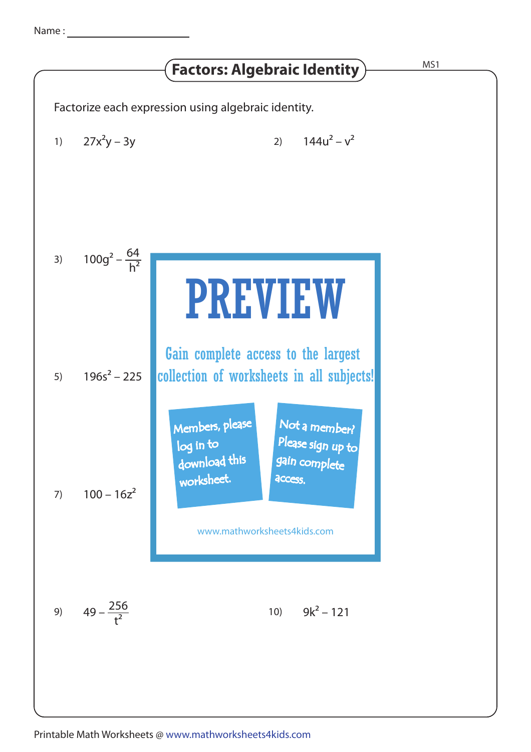Name :

## Factors: Algebraic Identity

MS1

Factorize each expression using algebraic identity.

1) $27x^2y - 3y$

2) $144u^2 - v^2$

3) $100g^2 - \frac{64}{h^2}$

PREVIEW

Gain complete access to the largest collection of worksheets in all subjects!

Members, please log in to download this worksheet.

Not a member? Please sign up to gain complete access.

www.mathworksheets4kids.com

5) $196s^2 - 225$

7) $100 - 16z^2$

9) $49 - \frac{256}{t^2}$

10) $9k^2 - 121$

Printable Math Worksheets @ www.mathworksheets4kids.com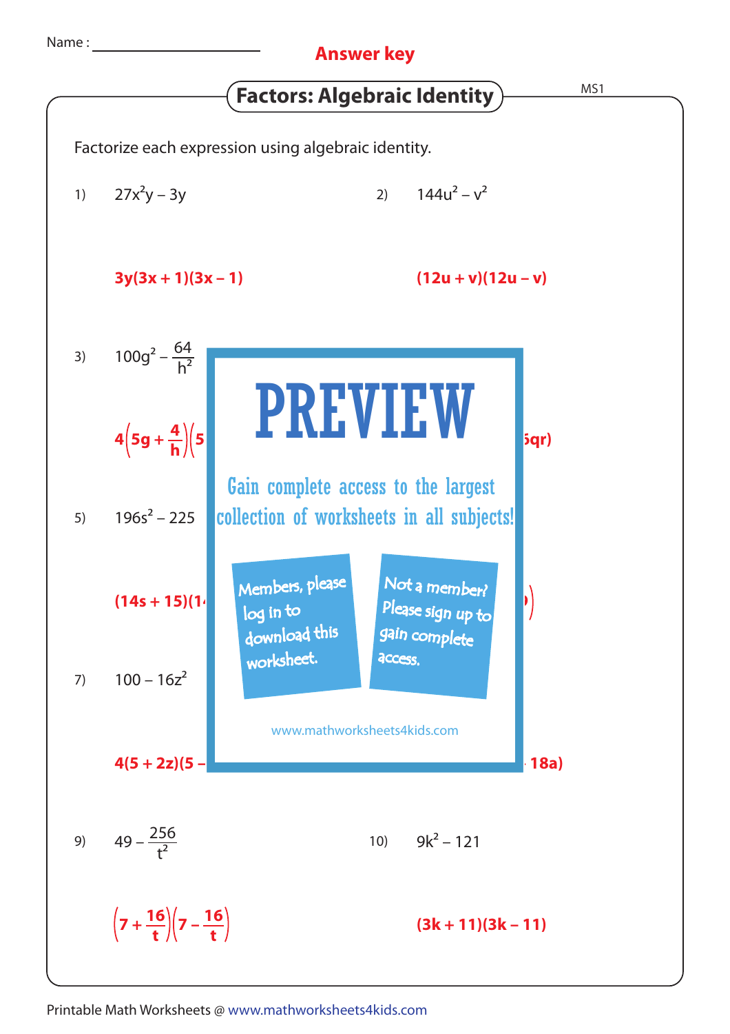Name : ____________________

**Answer key**

# Factors: Algebraic Identity

MS1

Factorize each expression using algebraic identity.

1) $27x^2y - 3y$

**$3y(3x + 1)(3x - 1)$**

2) $144u^2 - v^2$

**$(12u + v)(12u - v)$**

3) $100g^2 - \frac{64}{h^2}$

**$4\left(5g + \frac{4}{h}\right)\left(5$**

**5qr)**

5) $196s^2 - 225$

**$(14s + 15)(1$**

7) $100 - 16z^2$

**$4(5 + 2z)(5 -$**

**18a)**

PREVIEW

Gain complete access to the largest collection of worksheets in all subjects!

Members, please log in to download this worksheet.

Not a member? Please sign up to gain complete access.

www.mathworksheets4kids.com

9) $49 - \frac{256}{t^2}$

**$\left(7 + \frac{16}{t}\right)\left(7 - \frac{16}{t}\right)$**

10) $9k^2 - 121$

**$(3k + 11)(3k - 11)$**

Printable Math Worksheets @ www.mathworksheets4kids.com